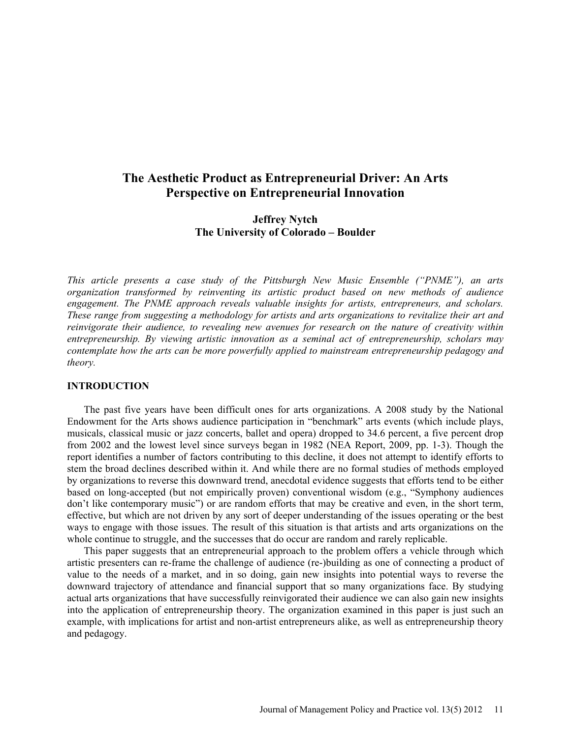# The Aesthetic Product as Entrepreneurial Driver: An Arts Perspective on Entrepreneurial Innovation

**Jeffrey Nytch**
**The University of Colorado – Boulder**

*This article presents a case study of the Pittsburgh New Music Ensemble ("PNME"), an arts organization transformed by reinventing its artistic product based on new methods of audience engagement. The PNME approach reveals valuable insights for artists, entrepreneurs, and scholars. These range from suggesting a methodology for artists and arts organizations to revitalize their art and reinvigorate their audience, to revealing new avenues for research on the nature of creativity within entrepreneurship. By viewing artistic innovation as a seminal act of entrepreneurship, scholars may contemplate how the arts can be more powerfully applied to mainstream entrepreneurship pedagogy and theory.*

## INTRODUCTION

The past five years have been difficult ones for arts organizations. A 2008 study by the National Endowment for the Arts shows audience participation in "benchmark" arts events (which include plays, musicals, classical music or jazz concerts, ballet and opera) dropped to 34.6 percent, a five percent drop from 2002 and the lowest level since surveys began in 1982 (NEA Report, 2009, pp. 1-3). Though the report identifies a number of factors contributing to this decline, it does not attempt to identify efforts to stem the broad declines described within it. And while there are no formal studies of methods employed by organizations to reverse this downward trend, anecdotal evidence suggests that efforts tend to be either based on long-accepted (but not empirically proven) conventional wisdom (e.g., "Symphony audiences don't like contemporary music") or are random efforts that may be creative and even, in the short term, effective, but which are not driven by any sort of deeper understanding of the issues operating or the best ways to engage with those issues. The result of this situation is that artists and arts organizations on the whole continue to struggle, and the successes that do occur are random and rarely replicable.

This paper suggests that an entrepreneurial approach to the problem offers a vehicle through which artistic presenters can re-frame the challenge of audience (re-)building as one of connecting a product of value to the needs of a market, and in so doing, gain new insights into potential ways to reverse the downward trajectory of attendance and financial support that so many organizations face. By studying actual arts organizations that have successfully reinvigorated their audience we can also gain new insights into the application of entrepreneurship theory. The organization examined in this paper is just such an example, with implications for artist and non-artist entrepreneurs alike, as well as entrepreneurship theory and pedagogy.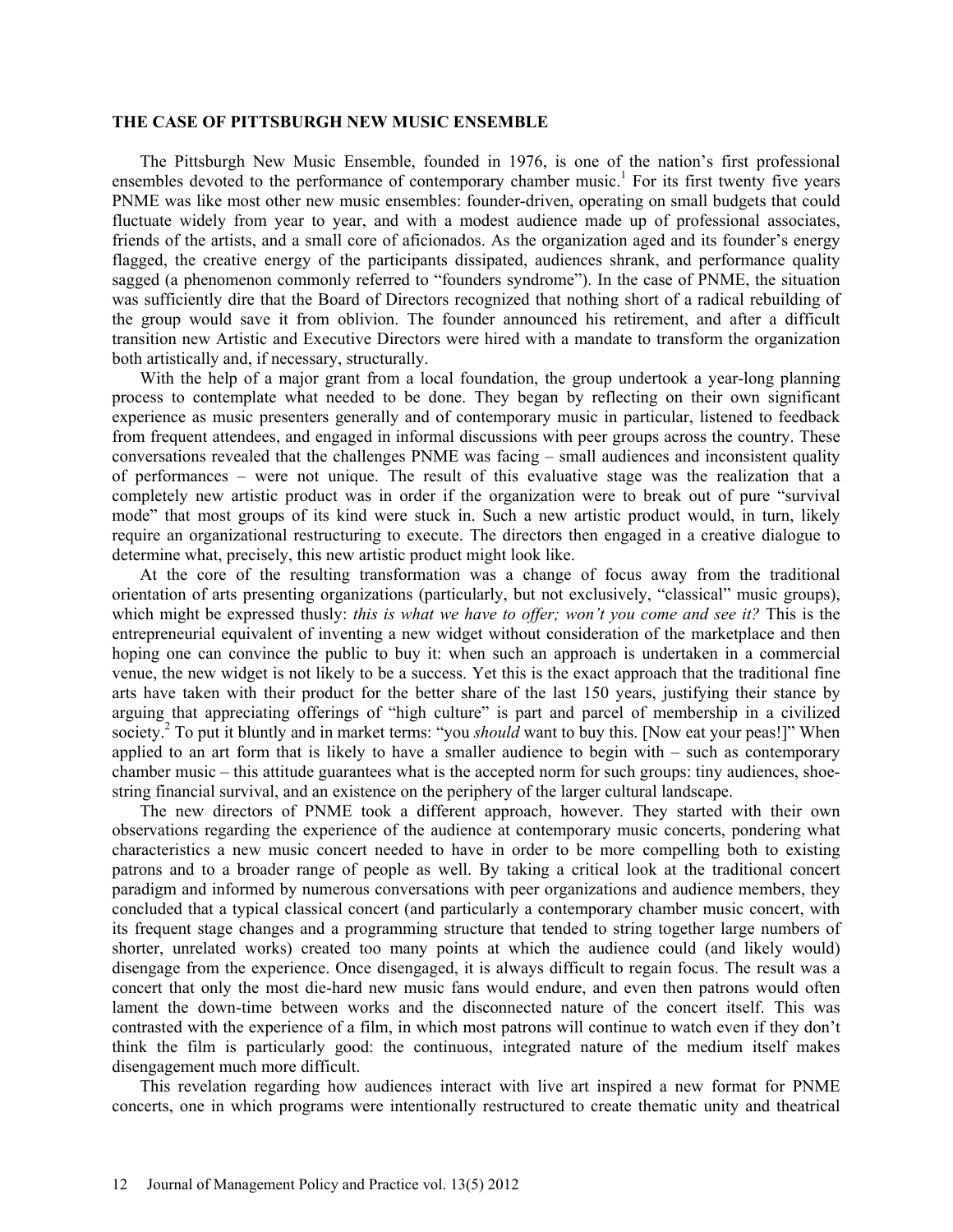## THE CASE OF PITTSBURGH NEW MUSIC ENSEMBLE

The Pittsburgh New Music Ensemble, founded in 1976, is one of the nation's first professional ensembles devoted to the performance of contemporary chamber music.[1] For its first twenty five years PNME was like most other new music ensembles: founder-driven, operating on small budgets that could fluctuate widely from year to year, and with a modest audience made up of professional associates, friends of the artists, and a small core of aficionados. As the organization aged and its founder's energy flagged, the creative energy of the participants dissipated, audiences shrank, and performance quality sagged (a phenomenon commonly referred to "founders syndrome"). In the case of PNME, the situation was sufficiently dire that the Board of Directors recognized that nothing short of a radical rebuilding of the group would save it from oblivion. The founder announced his retirement, and after a difficult transition new Artistic and Executive Directors were hired with a mandate to transform the organization both artistically and, if necessary, structurally.

With the help of a major grant from a local foundation, the group undertook a year-long planning process to contemplate what needed to be done. They began by reflecting on their own significant experience as music presenters generally and of contemporary music in particular, listened to feedback from frequent attendees, and engaged in informal discussions with peer groups across the country. These conversations revealed that the challenges PNME was facing – small audiences and inconsistent quality of performances – were not unique. The result of this evaluative stage was the realization that a completely new artistic product was in order if the organization were to break out of pure "survival mode" that most groups of its kind were stuck in. Such a new artistic product would, in turn, likely require an organizational restructuring to execute. The directors then engaged in a creative dialogue to determine what, precisely, this new artistic product might look like.

At the core of the resulting transformation was a change of focus away from the traditional orientation of arts presenting organizations (particularly, but not exclusively, "classical" music groups), which might be expressed thusly: *this is what we have to offer; won't you come and see it?* This is the entrepreneurial equivalent of inventing a new widget without consideration of the marketplace and then hoping one can convince the public to buy it: when such an approach is undertaken in a commercial venue, the new widget is not likely to be a success. Yet this is the exact approach that the traditional fine arts have taken with their product for the better share of the last 150 years, justifying their stance by arguing that appreciating offerings of "high culture" is part and parcel of membership in a civilized society.[2] To put it bluntly and in market terms: "you *should* want to buy this. [Now eat your peas!]" When applied to an art form that is likely to have a smaller audience to begin with – such as contemporary chamber music – this attitude guarantees what is the accepted norm for such groups: tiny audiences, shoe-string financial survival, and an existence on the periphery of the larger cultural landscape.

The new directors of PNME took a different approach, however. They started with their own observations regarding the experience of the audience at contemporary music concerts, pondering what characteristics a new music concert needed to have in order to be more compelling both to existing patrons and to a broader range of people as well. By taking a critical look at the traditional concert paradigm and informed by numerous conversations with peer organizations and audience members, they concluded that a typical classical concert (and particularly a contemporary chamber music concert, with its frequent stage changes and a programming structure that tended to string together large numbers of shorter, unrelated works) created too many points at which the audience could (and likely would) disengage from the experience. Once disengaged, it is always difficult to regain focus. The result was a concert that only the most die-hard new music fans would endure, and even then patrons would often lament the down-time between works and the disconnected nature of the concert itself. This was contrasted with the experience of a film, in which most patrons will continue to watch even if they don't think the film is particularly good: the continuous, integrated nature of the medium itself makes disengagement much more difficult.

This revelation regarding how audiences interact with live art inspired a new format for PNME concerts, one in which programs were intentionally restructured to create thematic unity and theatrical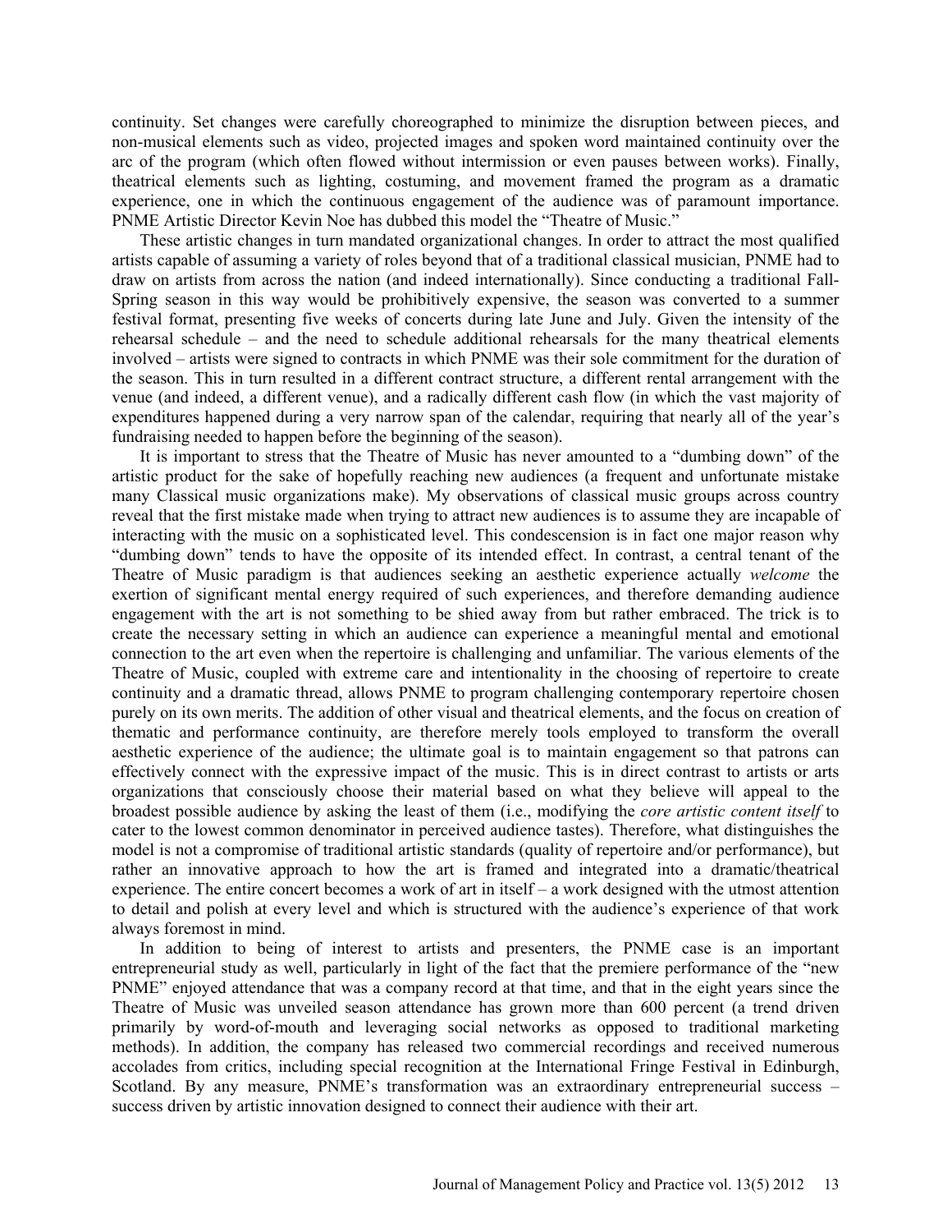continuity. Set changes were carefully choreographed to minimize the disruption between pieces, and non-musical elements such as video, projected images and spoken word maintained continuity over the arc of the program (which often flowed without intermission or even pauses between works). Finally, theatrical elements such as lighting, costuming, and movement framed the program as a dramatic experience, one in which the continuous engagement of the audience was of paramount importance. PNME Artistic Director Kevin Noe has dubbed this model the "Theatre of Music."

These artistic changes in turn mandated organizational changes. In order to attract the most qualified artists capable of assuming a variety of roles beyond that of a traditional classical musician, PNME had to draw on artists from across the nation (and indeed internationally). Since conducting a traditional Fall-Spring season in this way would be prohibitively expensive, the season was converted to a summer festival format, presenting five weeks of concerts during late June and July. Given the intensity of the rehearsal schedule – and the need to schedule additional rehearsals for the many theatrical elements involved – artists were signed to contracts in which PNME was their sole commitment for the duration of the season. This in turn resulted in a different contract structure, a different rental arrangement with the venue (and indeed, a different venue), and a radically different cash flow (in which the vast majority of expenditures happened during a very narrow span of the calendar, requiring that nearly all of the year's fundraising needed to happen before the beginning of the season).

It is important to stress that the Theatre of Music has never amounted to a "dumbing down" of the artistic product for the sake of hopefully reaching new audiences (a frequent and unfortunate mistake many Classical music organizations make). My observations of classical music groups across country reveal that the first mistake made when trying to attract new audiences is to assume they are incapable of interacting with the music on a sophisticated level. This condescension is in fact one major reason why "dumbing down" tends to have the opposite of its intended effect. In contrast, a central tenant of the Theatre of Music paradigm is that audiences seeking an aesthetic experience actually *welcome* the exertion of significant mental energy required of such experiences, and therefore demanding audience engagement with the art is not something to be shied away from but rather embraced. The trick is to create the necessary setting in which an audience can experience a meaningful mental and emotional connection to the art even when the repertoire is challenging and unfamiliar. The various elements of the Theatre of Music, coupled with extreme care and intentionality in the choosing of repertoire to create continuity and a dramatic thread, allows PNME to program challenging contemporary repertoire chosen purely on its own merits. The addition of other visual and theatrical elements, and the focus on creation of thematic and performance continuity, are therefore merely tools employed to transform the overall aesthetic experience of the audience; the ultimate goal is to maintain engagement so that patrons can effectively connect with the expressive impact of the music. This is in direct contrast to artists or arts organizations that consciously choose their material based on what they believe will appeal to the broadest possible audience by asking the least of them (i.e., modifying the *core artistic content itself* to cater to the lowest common denominator in perceived audience tastes). Therefore, what distinguishes the model is not a compromise of traditional artistic standards (quality of repertoire and/or performance), but rather an innovative approach to how the art is framed and integrated into a dramatic/theatrical experience. The entire concert becomes a work of art in itself – a work designed with the utmost attention to detail and polish at every level and which is structured with the audience's experience of that work always foremost in mind.

In addition to being of interest to artists and presenters, the PNME case is an important entrepreneurial study as well, particularly in light of the fact that the premiere performance of the "new PNME" enjoyed attendance that was a company record at that time, and that in the eight years since the Theatre of Music was unveiled season attendance has grown more than 600 percent (a trend driven primarily by word-of-mouth and leveraging social networks as opposed to traditional marketing methods). In addition, the company has released two commercial recordings and received numerous accolades from critics, including special recognition at the International Fringe Festival in Edinburgh, Scotland. By any measure, PNME's transformation was an extraordinary entrepreneurial success – success driven by artistic innovation designed to connect their audience with their art.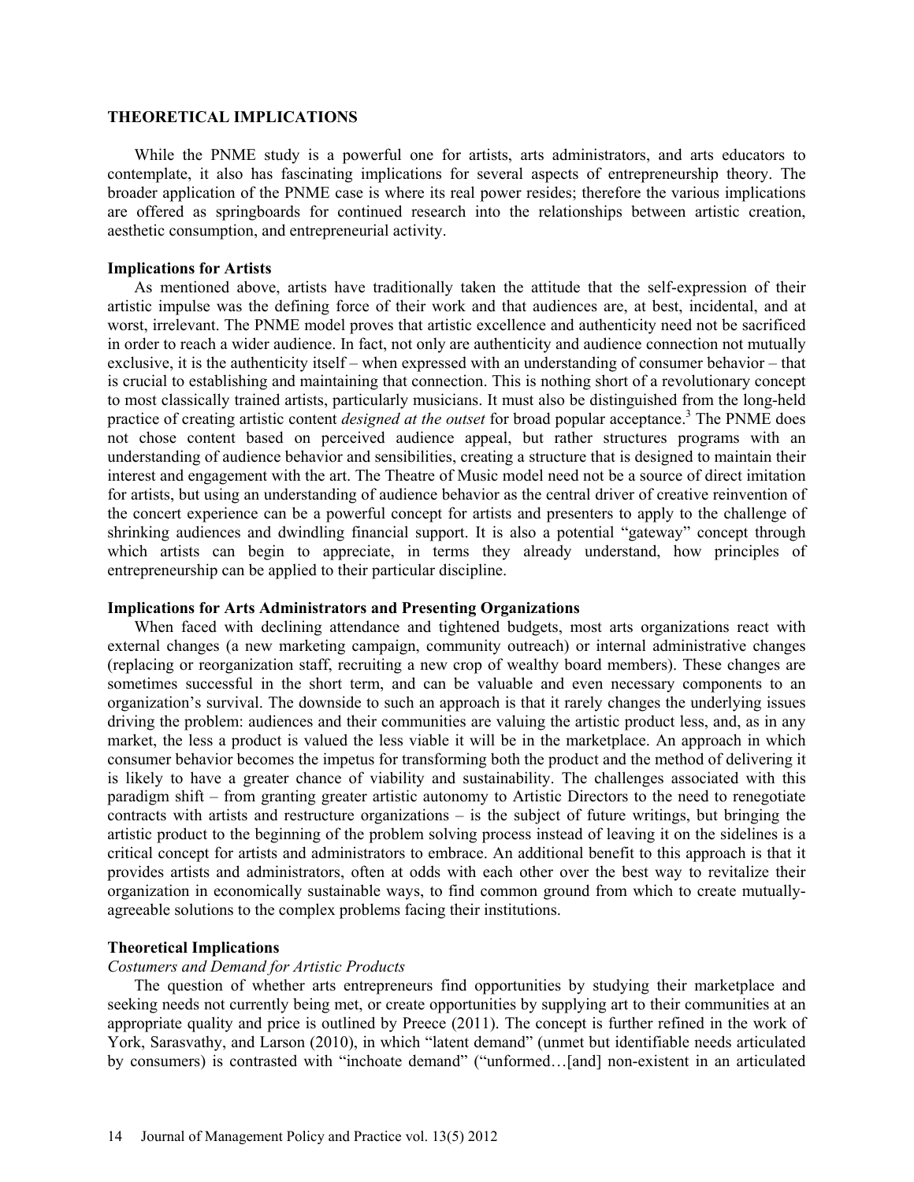## THEORETICAL IMPLICATIONS

While the PNME study is a powerful one for artists, arts administrators, and arts educators to contemplate, it also has fascinating implications for several aspects of entrepreneurship theory. The broader application of the PNME case is where its real power resides; therefore the various implications are offered as springboards for continued research into the relationships between artistic creation, aesthetic consumption, and entrepreneurial activity.

### Implications for Artists

As mentioned above, artists have traditionally taken the attitude that the self-expression of their artistic impulse was the defining force of their work and that audiences are, at best, incidental, and at worst, irrelevant. The PNME model proves that artistic excellence and authenticity need not be sacrificed in order to reach a wider audience. In fact, not only are authenticity and audience connection not mutually exclusive, it is the authenticity itself – when expressed with an understanding of consumer behavior – that is crucial to establishing and maintaining that connection. This is nothing short of a revolutionary concept to most classically trained artists, particularly musicians. It must also be distinguished from the long-held practice of creating artistic content *designed at the outset* for broad popular acceptance.[3] The PNME does not chose content based on perceived audience appeal, but rather structures programs with an understanding of audience behavior and sensibilities, creating a structure that is designed to maintain their interest and engagement with the art. The Theatre of Music model need not be a source of direct imitation for artists, but using an understanding of audience behavior as the central driver of creative reinvention of the concert experience can be a powerful concept for artists and presenters to apply to the challenge of shrinking audiences and dwindling financial support. It is also a potential "gateway" concept through which artists can begin to appreciate, in terms they already understand, how principles of entrepreneurship can be applied to their particular discipline.

### Implications for Arts Administrators and Presenting Organizations

When faced with declining attendance and tightened budgets, most arts organizations react with external changes (a new marketing campaign, community outreach) or internal administrative changes (replacing or reorganization staff, recruiting a new crop of wealthy board members). These changes are sometimes successful in the short term, and can be valuable and even necessary components to an organization's survival. The downside to such an approach is that it rarely changes the underlying issues driving the problem: audiences and their communities are valuing the artistic product less, and, as in any market, the less a product is valued the less viable it will be in the marketplace. An approach in which consumer behavior becomes the impetus for transforming both the product and the method of delivering it is likely to have a greater chance of viability and sustainability. The challenges associated with this paradigm shift – from granting greater artistic autonomy to Artistic Directors to the need to renegotiate contracts with artists and restructure organizations – is the subject of future writings, but bringing the artistic product to the beginning of the problem solving process instead of leaving it on the sidelines is a critical concept for artists and administrators to embrace. An additional benefit to this approach is that it provides artists and administrators, often at odds with each other over the best way to revitalize their organization in economically sustainable ways, to find common ground from which to create mutually-agreeable solutions to the complex problems facing their institutions.

### Theoretical Implications

*Costumers and Demand for Artistic Products*

The question of whether arts entrepreneurs find opportunities by studying their marketplace and seeking needs not currently being met, or create opportunities by supplying art to their communities at an appropriate quality and price is outlined by Preece (2011). The concept is further refined in the work of York, Sarasvathy, and Larson (2010), in which "latent demand" (unmet but identifiable needs articulated by consumers) is contrasted with "inchoate demand" ("unformed…[and] non-existent in an articulated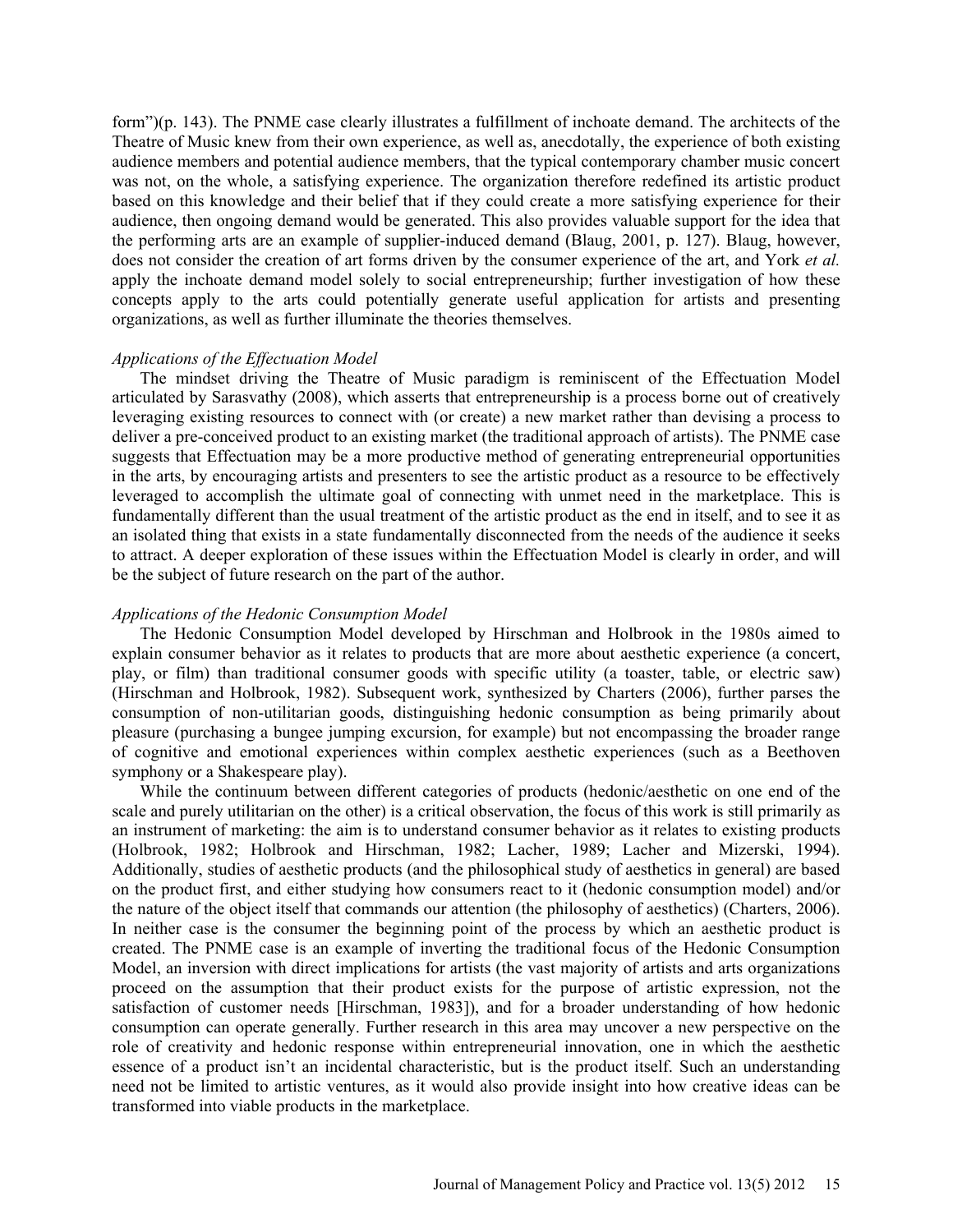form")(p. 143). The PNME case clearly illustrates a fulfillment of inchoate demand. The architects of the Theatre of Music knew from their own experience, as well as, anecdotally, the experience of both existing audience members and potential audience members, that the typical contemporary chamber music concert was not, on the whole, a satisfying experience. The organization therefore redefined its artistic product based on this knowledge and their belief that if they could create a more satisfying experience for their audience, then ongoing demand would be generated. This also provides valuable support for the idea that the performing arts are an example of supplier-induced demand (Blaug, 2001, p. 127). Blaug, however, does not consider the creation of art forms driven by the consumer experience of the art, and York *et al.* apply the inchoate demand model solely to social entrepreneurship; further investigation of how these concepts apply to the arts could potentially generate useful application for artists and presenting organizations, as well as further illuminate the theories themselves.

### *Applications of the Effectuation Model*

The mindset driving the Theatre of Music paradigm is reminiscent of the Effectuation Model articulated by Sarasvathy (2008), which asserts that entrepreneurship is a process borne out of creatively leveraging existing resources to connect with (or create) a new market rather than devising a process to deliver a pre-conceived product to an existing market (the traditional approach of artists). The PNME case suggests that Effectuation may be a more productive method of generating entrepreneurial opportunities in the arts, by encouraging artists and presenters to see the artistic product as a resource to be effectively leveraged to accomplish the ultimate goal of connecting with unmet need in the marketplace. This is fundamentally different than the usual treatment of the artistic product as the end in itself, and to see it as an isolated thing that exists in a state fundamentally disconnected from the needs of the audience it seeks to attract. A deeper exploration of these issues within the Effectuation Model is clearly in order, and will be the subject of future research on the part of the author.

### *Applications of the Hedonic Consumption Model*

The Hedonic Consumption Model developed by Hirschman and Holbrook in the 1980s aimed to explain consumer behavior as it relates to products that are more about aesthetic experience (a concert, play, or film) than traditional consumer goods with specific utility (a toaster, table, or electric saw) (Hirschman and Holbrook, 1982). Subsequent work, synthesized by Charters (2006), further parses the consumption of non-utilitarian goods, distinguishing hedonic consumption as being primarily about pleasure (purchasing a bungee jumping excursion, for example) but not encompassing the broader range of cognitive and emotional experiences within complex aesthetic experiences (such as a Beethoven symphony or a Shakespeare play).

While the continuum between different categories of products (hedonic/aesthetic on one end of the scale and purely utilitarian on the other) is a critical observation, the focus of this work is still primarily as an instrument of marketing: the aim is to understand consumer behavior as it relates to existing products (Holbrook, 1982; Holbrook and Hirschman, 1982; Lacher, 1989; Lacher and Mizerski, 1994). Additionally, studies of aesthetic products (and the philosophical study of aesthetics in general) are based on the product first, and either studying how consumers react to it (hedonic consumption model) and/or the nature of the object itself that commands our attention (the philosophy of aesthetics) (Charters, 2006). In neither case is the consumer the beginning point of the process by which an aesthetic product is created. The PNME case is an example of inverting the traditional focus of the Hedonic Consumption Model, an inversion with direct implications for artists (the vast majority of artists and arts organizations proceed on the assumption that their product exists for the purpose of artistic expression, not the satisfaction of customer needs [Hirschman, 1983]), and for a broader understanding of how hedonic consumption can operate generally. Further research in this area may uncover a new perspective on the role of creativity and hedonic response within entrepreneurial innovation, one in which the aesthetic essence of a product isn't an incidental characteristic, but is the product itself. Such an understanding need not be limited to artistic ventures, as it would also provide insight into how creative ideas can be transformed into viable products in the marketplace.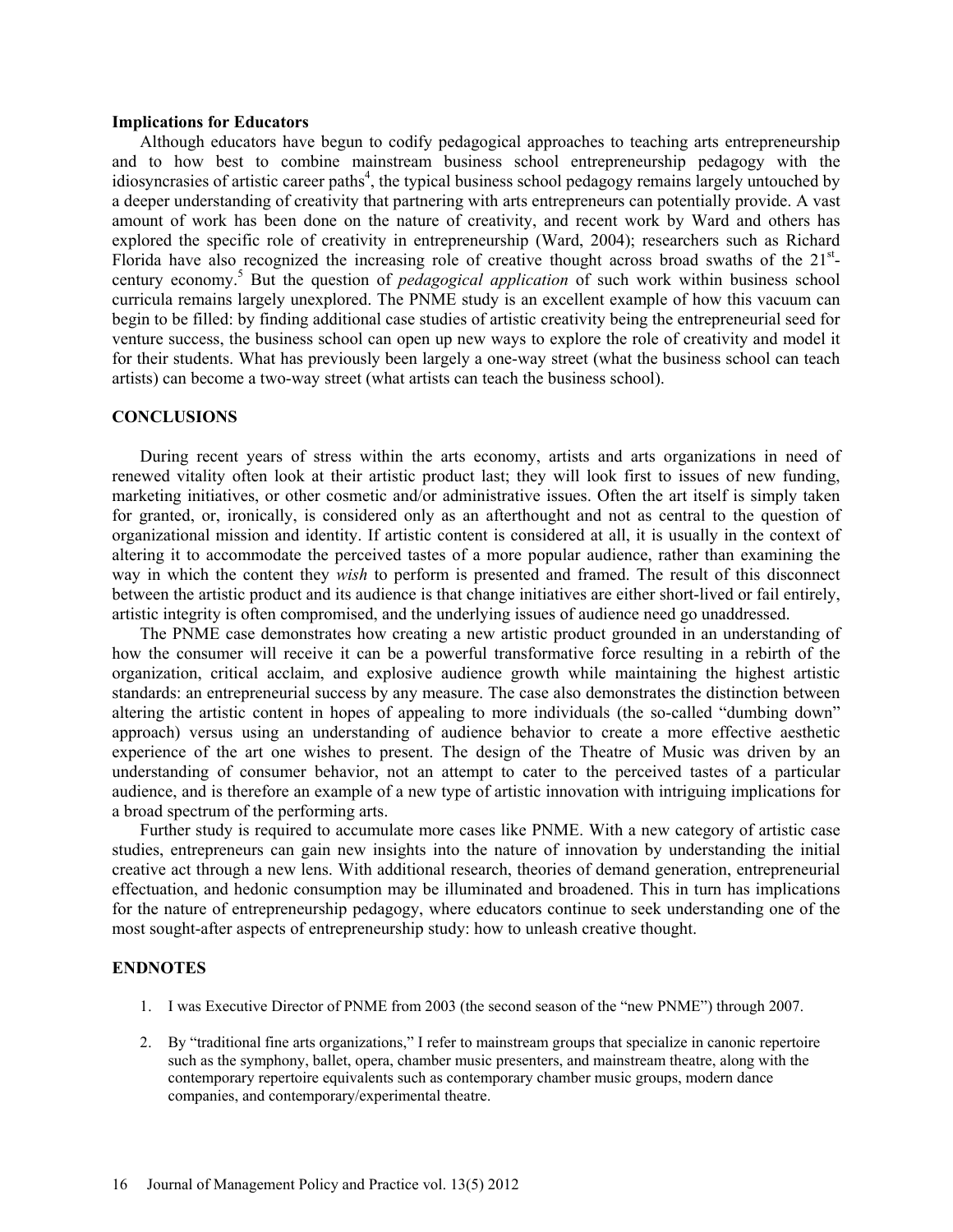**Implications for Educators**

Although educators have begun to codify pedagogical approaches to teaching arts entrepreneurship and to how best to combine mainstream business school entrepreneurship pedagogy with the idiosyncrasies of artistic career paths[4], the typical business school pedagogy remains largely untouched by a deeper understanding of creativity that partnering with arts entrepreneurs can potentially provide. A vast amount of work has been done on the nature of creativity, and recent work by Ward and others has explored the specific role of creativity in entrepreneurship (Ward, 2004); researchers such as Richard Florida have also recognized the increasing role of creative thought across broad swaths of the 21st-century economy.[5] But the question of *pedagogical application* of such work within business school curricula remains largely unexplored. The PNME study is an excellent example of how this vacuum can begin to be filled: by finding additional case studies of artistic creativity being the entrepreneurial seed for venture success, the business school can open up new ways to explore the role of creativity and model it for their students. What has previously been largely a one-way street (what the business school can teach artists) can become a two-way street (what artists can teach the business school).

## CONCLUSIONS

During recent years of stress within the arts economy, artists and arts organizations in need of renewed vitality often look at their artistic product last; they will look first to issues of new funding, marketing initiatives, or other cosmetic and/or administrative issues. Often the art itself is simply taken for granted, or, ironically, is considered only as an afterthought and not as central to the question of organizational mission and identity. If artistic content is considered at all, it is usually in the context of altering it to accommodate the perceived tastes of a more popular audience, rather than examining the way in which the content they *wish* to perform is presented and framed. The result of this disconnect between the artistic product and its audience is that change initiatives are either short-lived or fail entirely, artistic integrity is often compromised, and the underlying issues of audience need go unaddressed.

The PNME case demonstrates how creating a new artistic product grounded in an understanding of how the consumer will receive it can be a powerful transformative force resulting in a rebirth of the organization, critical acclaim, and explosive audience growth while maintaining the highest artistic standards: an entrepreneurial success by any measure. The case also demonstrates the distinction between altering the artistic content in hopes of appealing to more individuals (the so-called "dumbing down" approach) versus using an understanding of audience behavior to create a more effective aesthetic experience of the art one wishes to present. The design of the Theatre of Music was driven by an understanding of consumer behavior, not an attempt to cater to the perceived tastes of a particular audience, and is therefore an example of a new type of artistic innovation with intriguing implications for a broad spectrum of the performing arts.

Further study is required to accumulate more cases like PNME. With a new category of artistic case studies, entrepreneurs can gain new insights into the nature of innovation by understanding the initial creative act through a new lens. With additional research, theories of demand generation, entrepreneurial effectuation, and hedonic consumption may be illuminated and broadened. This in turn has implications for the nature of entrepreneurship pedagogy, where educators continue to seek understanding one of the most sought-after aspects of entrepreneurship study: how to unleash creative thought.

## ENDNOTES

1. I was Executive Director of PNME from 2003 (the second season of the "new PNME") through 2007.

2. By "traditional fine arts organizations," I refer to mainstream groups that specialize in canonic repertoire such as the symphony, ballet, opera, chamber music presenters, and mainstream theatre, along with the contemporary repertoire equivalents such as contemporary chamber music groups, modern dance companies, and contemporary/experimental theatre.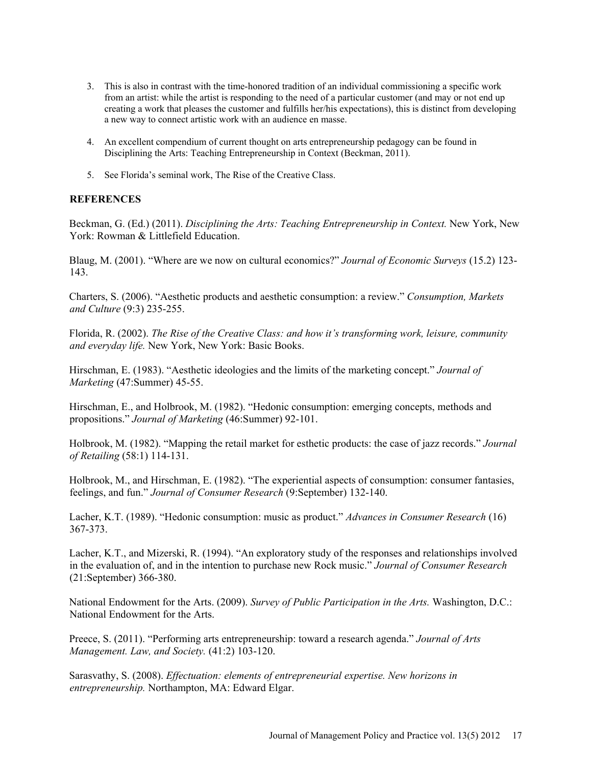3. This is also in contrast with the time-honored tradition of an individual commissioning a specific work from an artist: while the artist is responding to the need of a particular customer (and may or not end up creating a work that pleases the customer and fulfills her/his expectations), this is distinct from developing a new way to connect artistic work with an audience en masse.

4. An excellent compendium of current thought on arts entrepreneurship pedagogy can be found in Disciplining the Arts: Teaching Entrepreneurship in Context (Beckman, 2011).

5. See Florida's seminal work, The Rise of the Creative Class.

## REFERENCES

Beckman, G. (Ed.) (2011). *Disciplining the Arts: Teaching Entrepreneurship in Context.* New York, New York: Rowman & Littlefield Education.

Blaug, M. (2001). "Where are we now on cultural economics?" *Journal of Economic Surveys* (15.2) 123-143.

Charters, S. (2006). "Aesthetic products and aesthetic consumption: a review." *Consumption, Markets and Culture* (9:3) 235-255.

Florida, R. (2002). *The Rise of the Creative Class: and how it's transforming work, leisure, community and everyday life.* New York, New York: Basic Books.

Hirschman, E. (1983). "Aesthetic ideologies and the limits of the marketing concept." *Journal of Marketing* (47:Summer) 45-55.

Hirschman, E., and Holbrook, M. (1982). "Hedonic consumption: emerging concepts, methods and propositions." *Journal of Marketing* (46:Summer) 92-101.

Holbrook, M. (1982). "Mapping the retail market for esthetic products: the case of jazz records." *Journal of Retailing* (58:1) 114-131.

Holbrook, M., and Hirschman, E. (1982). "The experiential aspects of consumption: consumer fantasies, feelings, and fun." *Journal of Consumer Research* (9:September) 132-140.

Lacher, K.T. (1989). "Hedonic consumption: music as product." *Advances in Consumer Research* (16) 367-373.

Lacher, K.T., and Mizerski, R. (1994). "An exploratory study of the responses and relationships involved in the evaluation of, and in the intention to purchase new Rock music." *Journal of Consumer Research* (21:September) 366-380.

National Endowment for the Arts. (2009). *Survey of Public Participation in the Arts.* Washington, D.C.: National Endowment for the Arts.

Preece, S. (2011). "Performing arts entrepreneurship: toward a research agenda." *Journal of Arts Management. Law, and Society.* (41:2) 103-120.

Sarasvathy, S. (2008). *Effectuation: elements of entrepreneurial expertise. New horizons in entrepreneurship.* Northampton, MA: Edward Elgar.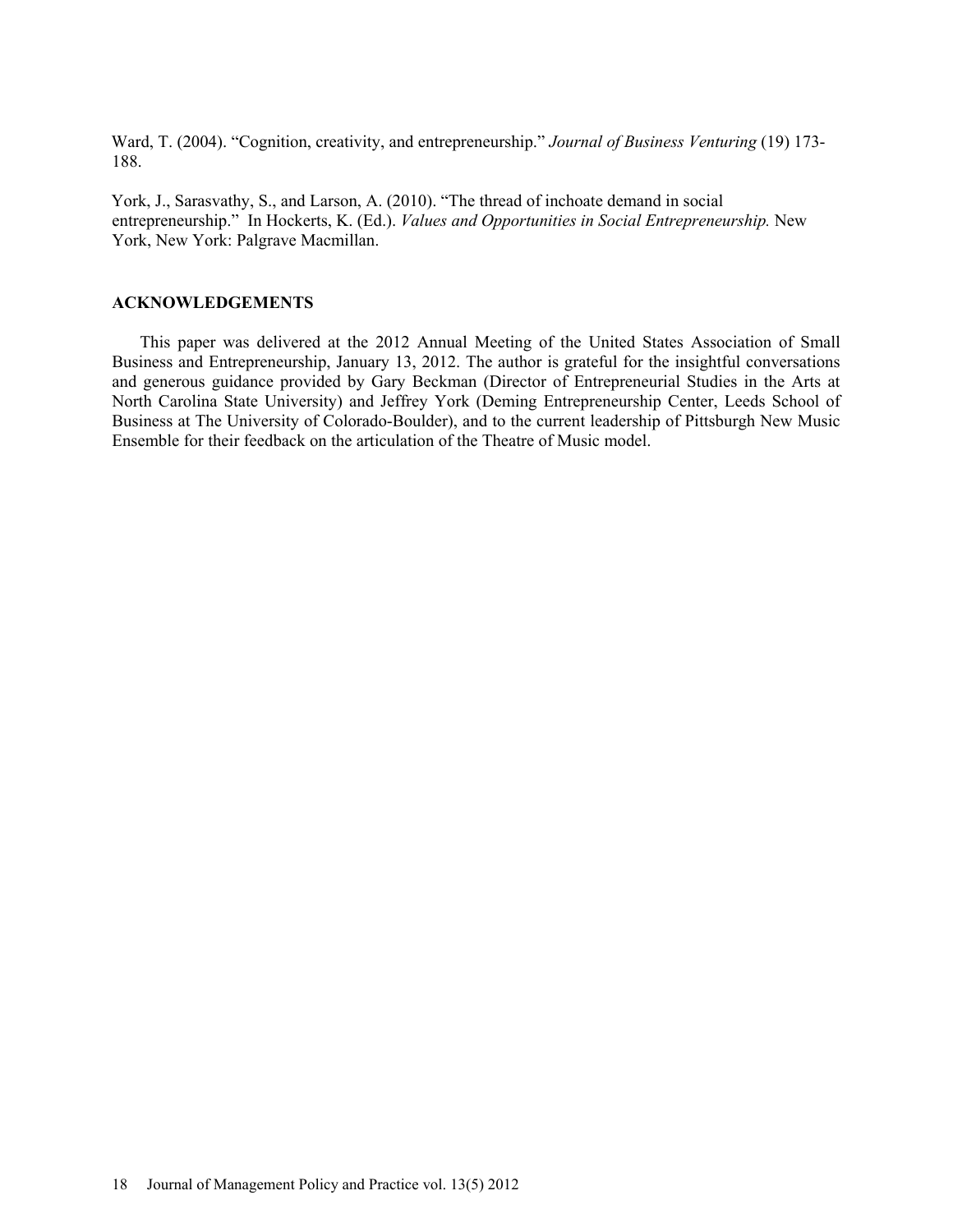Ward, T. (2004). "Cognition, creativity, and entrepreneurship." *Journal of Business Venturing* (19) 173-188.

York, J., Sarasvathy, S., and Larson, A. (2010). "The thread of inchoate demand in social entrepreneurship." In Hockerts, K. (Ed.). *Values and Opportunities in Social Entrepreneurship.* New York, New York: Palgrave Macmillan.

## ACKNOWLEDGEMENTS

This paper was delivered at the 2012 Annual Meeting of the United States Association of Small Business and Entrepreneurship, January 13, 2012. The author is grateful for the insightful conversations and generous guidance provided by Gary Beckman (Director of Entrepreneurial Studies in the Arts at North Carolina State University) and Jeffrey York (Deming Entrepreneurship Center, Leeds School of Business at The University of Colorado-Boulder), and to the current leadership of Pittsburgh New Music Ensemble for their feedback on the articulation of the Theatre of Music model.